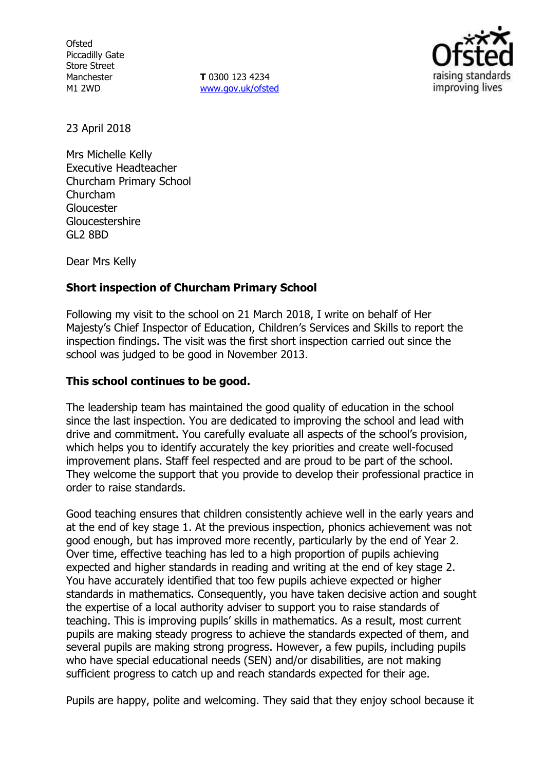Ofsted
Piccadilly Gate
Store Street
Manchester
M1 2WD

**T** 0300 123 4234
www.gov.uk/ofsted

23 April 2018

Mrs Michelle Kelly
Executive Headteacher
Churcham Primary School
Churcham
Gloucester
Gloucestershire
GL2 8BD

Dear Mrs Kelly

**Short inspection of Churcham Primary School**

Following my visit to the school on 21 March 2018, I write on behalf of Her Majesty's Chief Inspector of Education, Children's Services and Skills to report the inspection findings. The visit was the first short inspection carried out since the school was judged to be good in November 2013.

**This school continues to be good.**

The leadership team has maintained the good quality of education in the school since the last inspection. You are dedicated to improving the school and lead with drive and commitment. You carefully evaluate all aspects of the school's provision, which helps you to identify accurately the key priorities and create well-focused improvement plans. Staff feel respected and are proud to be part of the school. They welcome the support that you provide to develop their professional practice in order to raise standards.

Good teaching ensures that children consistently achieve well in the early years and at the end of key stage 1. At the previous inspection, phonics achievement was not good enough, but has improved more recently, particularly by the end of Year 2. Over time, effective teaching has led to a high proportion of pupils achieving expected and higher standards in reading and writing at the end of key stage 2. You have accurately identified that too few pupils achieve expected or higher standards in mathematics. Consequently, you have taken decisive action and sought the expertise of a local authority adviser to support you to raise standards of teaching. This is improving pupils' skills in mathematics. As a result, most current pupils are making steady progress to achieve the standards expected of them, and several pupils are making strong progress. However, a few pupils, including pupils who have special educational needs (SEN) and/or disabilities, are not making sufficient progress to catch up and reach standards expected for their age.

Pupils are happy, polite and welcoming. They said that they enjoy school because it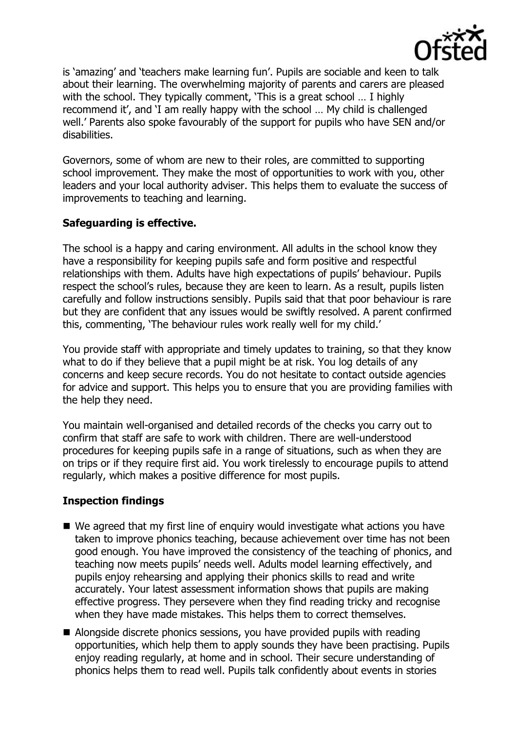is 'amazing' and 'teachers make learning fun'. Pupils are sociable and keen to talk about their learning. The overwhelming majority of parents and carers are pleased with the school. They typically comment, 'This is a great school … I highly recommend it', and 'I am really happy with the school … My child is challenged well.' Parents also spoke favourably of the support for pupils who have SEN and/or disabilities.

Governors, some of whom are new to their roles, are committed to supporting school improvement. They make the most of opportunities to work with you, other leaders and your local authority adviser. This helps them to evaluate the success of improvements to teaching and learning.

## Safeguarding is effective.

The school is a happy and caring environment. All adults in the school know they have a responsibility for keeping pupils safe and form positive and respectful relationships with them. Adults have high expectations of pupils' behaviour. Pupils respect the school's rules, because they are keen to learn. As a result, pupils listen carefully and follow instructions sensibly. Pupils said that that poor behaviour is rare but they are confident that any issues would be swiftly resolved. A parent confirmed this, commenting, 'The behaviour rules work really well for my child.'

You provide staff with appropriate and timely updates to training, so that they know what to do if they believe that a pupil might be at risk. You log details of any concerns and keep secure records. You do not hesitate to contact outside agencies for advice and support. This helps you to ensure that you are providing families with the help they need.

You maintain well-organised and detailed records of the checks you carry out to confirm that staff are safe to work with children. There are well-understood procedures for keeping pupils safe in a range of situations, such as when they are on trips or if they require first aid. You work tirelessly to encourage pupils to attend regularly, which makes a positive difference for most pupils.

## Inspection findings

- We agreed that my first line of enquiry would investigate what actions you have taken to improve phonics teaching, because achievement over time has not been good enough. You have improved the consistency of the teaching of phonics, and teaching now meets pupils' needs well. Adults model learning effectively, and pupils enjoy rehearsing and applying their phonics skills to read and write accurately. Your latest assessment information shows that pupils are making effective progress. They persevere when they find reading tricky and recognise when they have made mistakes. This helps them to correct themselves.
- Alongside discrete phonics sessions, you have provided pupils with reading opportunities, which help them to apply sounds they have been practising. Pupils enjoy reading regularly, at home and in school. Their secure understanding of phonics helps them to read well. Pupils talk confidently about events in stories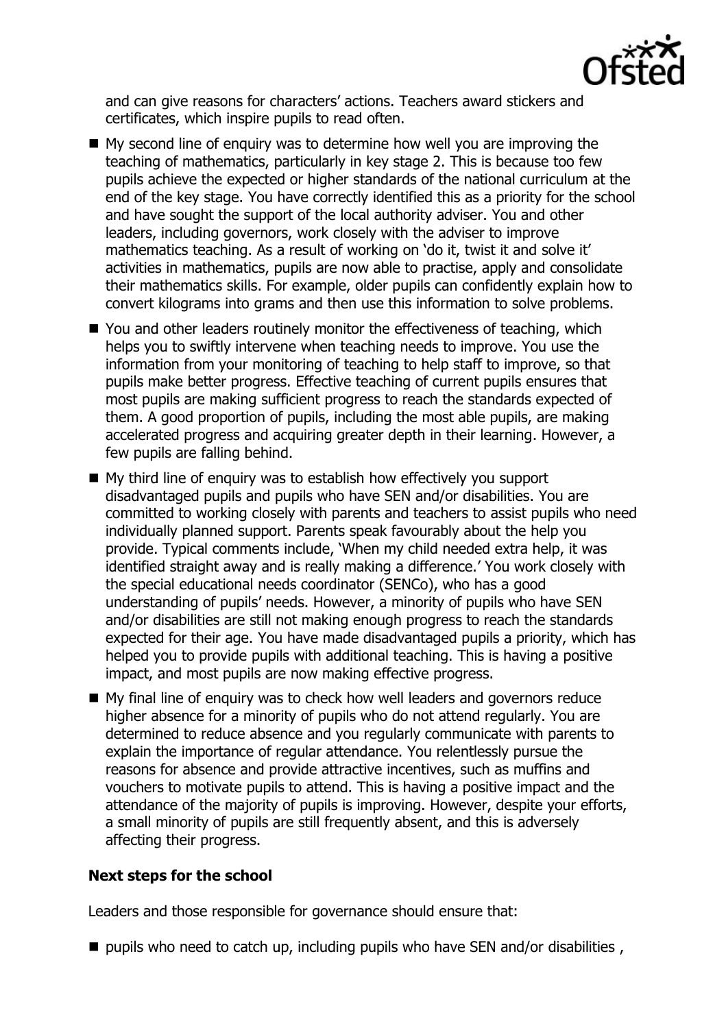and can give reasons for characters' actions. Teachers award stickers and certificates, which inspire pupils to read often.

- My second line of enquiry was to determine how well you are improving the teaching of mathematics, particularly in key stage 2. This is because too few pupils achieve the expected or higher standards of the national curriculum at the end of the key stage. You have correctly identified this as a priority for the school and have sought the support of the local authority adviser. You and other leaders, including governors, work closely with the adviser to improve mathematics teaching. As a result of working on 'do it, twist it and solve it' activities in mathematics, pupils are now able to practise, apply and consolidate their mathematics skills. For example, older pupils can confidently explain how to convert kilograms into grams and then use this information to solve problems.
- You and other leaders routinely monitor the effectiveness of teaching, which helps you to swiftly intervene when teaching needs to improve. You use the information from your monitoring of teaching to help staff to improve, so that pupils make better progress. Effective teaching of current pupils ensures that most pupils are making sufficient progress to reach the standards expected of them. A good proportion of pupils, including the most able pupils, are making accelerated progress and acquiring greater depth in their learning. However, a few pupils are falling behind.
- My third line of enquiry was to establish how effectively you support disadvantaged pupils and pupils who have SEN and/or disabilities. You are committed to working closely with parents and teachers to assist pupils who need individually planned support. Parents speak favourably about the help you provide. Typical comments include, 'When my child needed extra help, it was identified straight away and is really making a difference.' You work closely with the special educational needs coordinator (SENCo), who has a good understanding of pupils' needs. However, a minority of pupils who have SEN and/or disabilities are still not making enough progress to reach the standards expected for their age. You have made disadvantaged pupils a priority, which has helped you to provide pupils with additional teaching. This is having a positive impact, and most pupils are now making effective progress.
- My final line of enquiry was to check how well leaders and governors reduce higher absence for a minority of pupils who do not attend regularly. You are determined to reduce absence and you regularly communicate with parents to explain the importance of regular attendance. You relentlessly pursue the reasons for absence and provide attractive incentives, such as muffins and vouchers to motivate pupils to attend. This is having a positive impact and the attendance of the majority of pupils is improving. However, despite your efforts, a small minority of pupils are still frequently absent, and this is adversely affecting their progress.

**Next steps for the school**

Leaders and those responsible for governance should ensure that:

- pupils who need to catch up, including pupils who have SEN and/or disabilities ,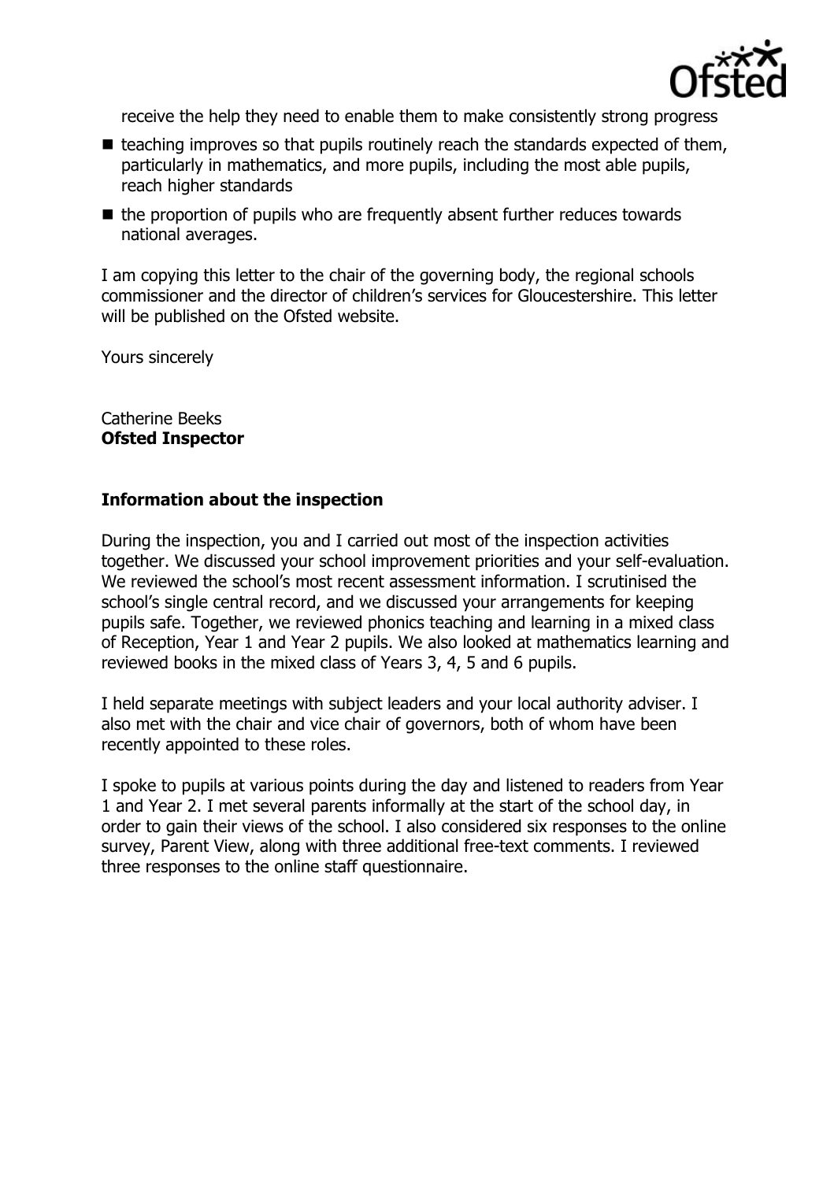receive the help they need to enable them to make consistently strong progress

- teaching improves so that pupils routinely reach the standards expected of them, particularly in mathematics, and more pupils, including the most able pupils, reach higher standards
- the proportion of pupils who are frequently absent further reduces towards national averages.

I am copying this letter to the chair of the governing body, the regional schools commissioner and the director of children's services for Gloucestershire. This letter will be published on the Ofsted website.

Yours sincerely

Catherine Beeks
**Ofsted Inspector**

## Information about the inspection

During the inspection, you and I carried out most of the inspection activities together. We discussed your school improvement priorities and your self-evaluation. We reviewed the school's most recent assessment information. I scrutinised the school's single central record, and we discussed your arrangements for keeping pupils safe. Together, we reviewed phonics teaching and learning in a mixed class of Reception, Year 1 and Year 2 pupils. We also looked at mathematics learning and reviewed books in the mixed class of Years 3, 4, 5 and 6 pupils.

I held separate meetings with subject leaders and your local authority adviser. I also met with the chair and vice chair of governors, both of whom have been recently appointed to these roles.

I spoke to pupils at various points during the day and listened to readers from Year 1 and Year 2. I met several parents informally at the start of the school day, in order to gain their views of the school. I also considered six responses to the online survey, Parent View, along with three additional free-text comments. I reviewed three responses to the online staff questionnaire.